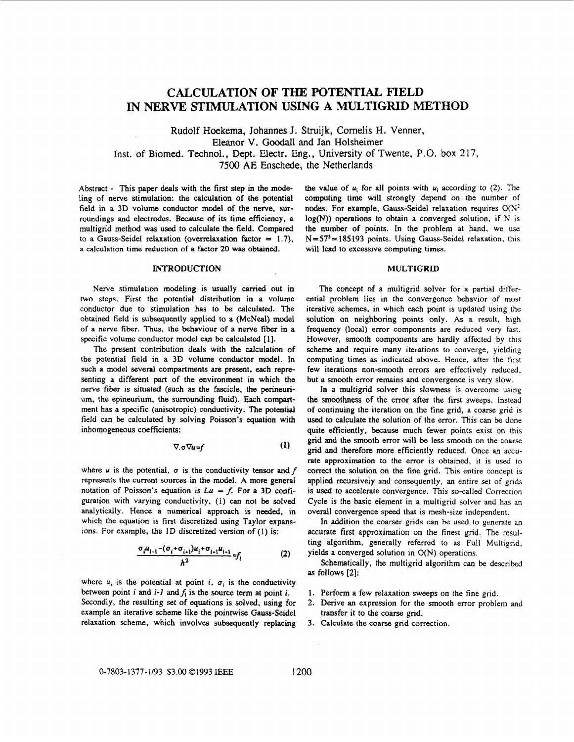# CALCULATION OF THE POTENTIAL FIELD IN NERVE STIMULATION USING A MULTIGRID METHOD

Rudolf Hoekema, Johannes J. Struijk, Cornelis H. Venner, Eleanor V. Goodall and Jan Holsheimer

Inst. of Biomed. Technol., Dept. Electr. Eng., University of Twente, P.O. box 217, 7500 AE Enschede, the Netherlands

Abstract - This paper deals with the first step in the modeling of nerve stimulation: the calculation of the potential field in a 3D volume conductor model of the nerve, surroundings and electrodes. Because of its time efficiency, a multigrid method was used to calculate the field. Compared to a Gauss-Seidel relaxation (overrelaxation factor = 1.7), a calculation time reduction of a factor 20 was obtained.

## INTRODUCTION

Nerve stimulation modeling is usually carried out in two steps. First the potential distribution in a volume conductor due to stimulation has to be calculated. The obtained field is subsequently applied to a (McNeal) model of a nerve fiber. Thus, the behaviour of a nerve fiber in a specific volume conductor model can be calculated [1].

The present contribution deals with the calculation of the potential field in a 3D volume conductor model. In such a model several compartments are present, each representing a different part of the environment in which the nerve fiber is situated (such as the fascicle, the perineurium, the epineurium, the surrounding fluid). Each compartment has a specific (anisotropic) conductivity. The potential field can be calculated by solving Poisson's equation with inhomogeneous coefficients:

$$\nabla . \sigma \nabla u = f \qquad (1)$$

where $u$ is the potential, $\sigma$ is the conductivity tensor and $f$ represents the current sources in the model. A more general notation of Poisson's equation is $Lu = f$. For a 3D configuration with varying conductivity, (1) can not be solved analytically. Hence a numerical approach is needed, in which the equation is first discretized using Taylor expansions. For example, the 1D discretized version of (1) is:

$$\frac{\sigma_i u_{i-1} - (\sigma_i + \sigma_{i+1}) u_i + \sigma_{i+1} u_{i+1}}{h^2} = f_i \qquad (2)$$

where $u_i$ is the potential at point $i$, $\sigma_i$ is the conductivity between point $i$ and $i$-$1$ and $f_i$ is the source term at point $i$. Secondly, the resulting set of equations is solved, using for example an iterative scheme like the pointwise Gauss-Seidel relaxation scheme, which involves subsequently replacing the value of $u_i$ for all points with $u_i$ according to (2). The computing time will strongly depend on the number of nodes. For example, Gauss-Seidel relaxation requires $O(N^2 \log(N))$ operations to obtain a converged solution, if N is the number of points. In the problem at hand, we use $N=57^3=185193$ points. Using Gauss-Seidel relaxation, this will lead to excessive computing times.

## MULTIGRID

The concept of a multigrid solver for a partial differential problem lies in the convergence behavior of most iterative schemes, in which each point is updated using the solution on neighboring points only. As a result, high frequency (local) error components are reduced very fast. However, smooth components are hardly affected by this scheme and require many iterations to converge, yielding computing times as indicated above. Hence, after the first few iterations non-smooth errors are effectively reduced, but a smooth error remains and convergence is very slow.

In a multigrid solver this slowness is overcome using the smoothness of the error after the first sweeps. Instead of continuing the iteration on the fine grid, a coarse grid is used to calculate the solution of the error. This can be done quite efficiently, because much fewer points exist on this grid and the smooth error will be less smooth on the coarse grid and therefore more efficiently reduced. Once an accurate approximation to the error is obtained, it is used to correct the solution on the fine grid. This entire concept is applied recursively and consequently, an entire set of grids is used to accelerate convergence. This so-called Correction Cycle is the basic element in a multigrid solver and has an overall convergence speed that is mesh-size independent.

In addition the coarser grids can be used to generate an accurate first approximation on the finest grid. The resulting algorithm, generally referred to as Full Multigrid, yields a converged solution in O(N) operations.

Schematically, the multigrid algorithm can be described as follows [2]:

1. Perform a few relaxation sweeps on the fine grid.
2. Derive an expression for the smooth error problem and transfer it to the coarse grid.
3. Calculate the coarse grid correction.

0-7803-1377-1/93 $3.00 ©1993 IEEE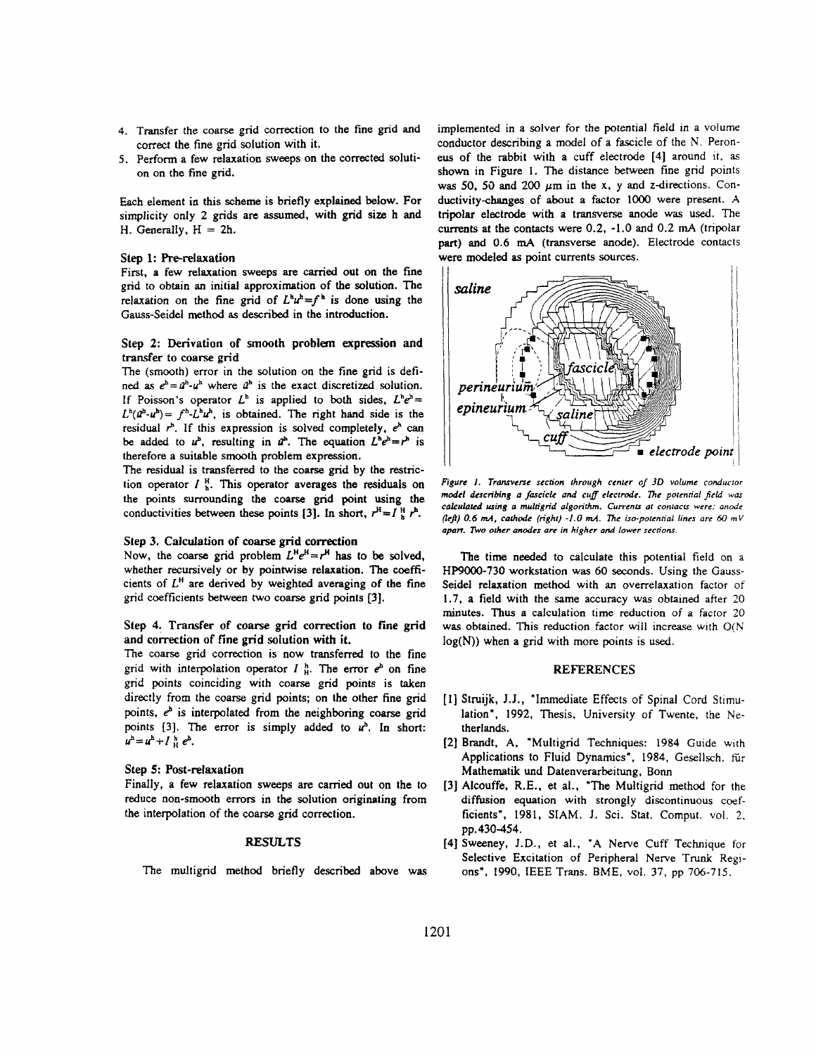4. Transfer the coarse grid correction to the fine grid and correct the fine grid solution with it.
5. Perform a few relaxation sweeps on the corrected solution on the fine grid.

Each element in this scheme is briefly explained below. For simplicity only 2 grids are assumed, with grid size h and H. Generally, H = 2h.

### Step 1: Pre-relaxation

First, a few relaxation sweeps are carried out on the fine grid to obtain an initial approximation of the solution. The relaxation on the fine grid of $L^h u^h = f^h$ is done using the Gauss-Seidel method as described in the introduction.

### Step 2: Derivation of smooth problem expression and transfer to coarse grid

The (smooth) error in the solution on the fine grid is defined as $e^h = \bar{u}^h - u^h$ where $\bar{u}^h$ is the exact discretized solution. If Poisson's operator $L^h$ is applied to both sides, $L^h e^h = L^h(\bar{u}^h - u^h) = f^h - L^h u^h$, is obtained. The right hand side is the residual $r^h$. If this expression is solved completely, $e^h$ can be added to $u^h$, resulting in $\bar{u}^h$. The equation $L^h e^h = r^h$ is therefore a suitable smooth problem expression.

The residual is transferred to the coarse grid by the restriction operator $I_h^H$. This operator averages the residuals on the points surrounding the coarse grid point using the conductivities between these points [3]. In short, $r^H = I_h^H r^h$.

### Step 3. Calculation of coarse grid correction

Now, the coarse grid problem $L^H e^H = r^H$ has to be solved, whether recursively or by pointwise relaxation. The coefficients of $L^H$ are derived by weighted averaging of the fine grid coefficients between two coarse grid points [3].

### Step 4. Transfer of coarse grid correction to fine grid and correction of fine grid solution with it.

The coarse grid correction is now transferred to the fine grid with interpolation operator $I_H^h$. The error $e^h$ on fine grid points coinciding with coarse grid points is taken directly from the coarse grid points; on the other fine grid points, $e^h$ is interpolated from the neighboring coarse grid points [3]. The error is simply added to $u^h$. In short: $u^h = u^h + I_H^h e^h$.

### Step 5: Post-relaxation

Finally, a few relaxation sweeps are carried out on the to reduce non-smooth errors in the solution originating from the interpolation of the coarse grid correction.

## RESULTS

The multigrid method briefly described above was implemented in a solver for the potential field in a volume conductor describing a model of a fascicle of the N. Peroneus of the rabbit with a cuff electrode [4] around it, as shown in Figure 1. The distance between fine grid points was 50, 50 and 200 $\mu$m in the x, y and z-directions. Conductivity-changes of about a factor 1000 were present. A tripolar electrode with a transverse anode was used. The currents at the contacts were 0.2, -1.0 and 0.2 mA (tripolar part) and 0.6 mA (transverse anode). Electrode contacts were modeled as point currents sources.

saline

fascicle

perineurium

epineurium

saline

cuff

electrode point

*Figure 1. Transverse section through center of 3D volume conductor model describing a fascicle and cuff electrode. The potential field was calculated using a multigrid algorithm. Currents at contacts were: anode (left) 0.6 mA, cathode (right) -1.0 mA. The iso-potential lines are 60 mV apart. Two other anodes are in higher and lower sections.*

The time needed to calculate this potential field on a HP9000-730 workstation was 60 seconds. Using the Gauss-Seidel relaxation method with an overrelaxation factor of 1.7, a field with the same accuracy was obtained after 20 minutes. Thus a calculation time reduction of a factor 20 was obtained. This reduction factor will increase with O(N log(N)) when a grid with more points is used.

## REFERENCES

[1] Struijk, J.J., "Immediate Effects of Spinal Cord Stimulation", 1992, Thesis, University of Twente, the Netherlands.

[2] Brandt, A, "Multigrid Techniques: 1984 Guide with Applications to Fluid Dynamics", 1984, Gesellsch. für Mathematik und Datenverarbeitung, Bonn

[3] Alcouffe, R.E., et al., "The Multigrid method for the diffusion equation with strongly discontinuous coefficients", 1981, SIAM. J. Sci. Stat. Comput. vol. 2, pp.430-454.

[4] Sweeney, J.D., et al., "A Nerve Cuff Technique for Selective Excitation of Peripheral Nerve Trunk Regions", 1990, IEEE Trans. BME, vol. 37, pp 706-715.